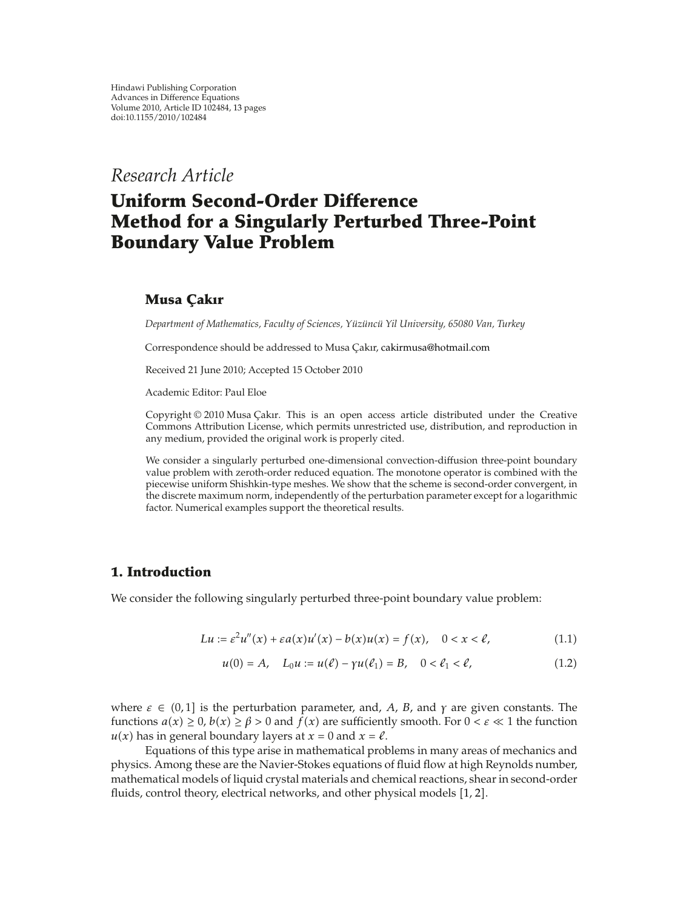Hindawi Publishing Corporation
Advances in Difference Equations
Volume 2010, Article ID 102484, 13 pages
doi:10.1155/2010/102484

*Research Article*

# Uniform Second-Order Difference Method for a Singularly Perturbed Three-Point Boundary Value Problem

**Musa Çakır**

*Department of Mathematics, Faculty of Sciences, Yüzüncü Yil University, 65080 Van, Turkey*

Correspondence should be addressed to Musa Çakır, cakirmusa@hotmail.com

Received 21 June 2010; Accepted 15 October 2010

Academic Editor: Paul Eloe

Copyright © 2010 Musa Çakır. This is an open access article distributed under the Creative Commons Attribution License, which permits unrestricted use, distribution, and reproduction in any medium, provided the original work is properly cited.

We consider a singularly perturbed one-dimensional convection-diffusion three-point boundary value problem with zeroth-order reduced equation. The monotone operator is combined with the piecewise uniform Shishkin-type meshes. We show that the scheme is second-order convergent, in the discrete maximum norm, independently of the perturbation parameter except for a logarithmic factor. Numerical examples support the theoretical results.

## 1. Introduction

We consider the following singularly perturbed three-point boundary value problem:

$$Lu := \varepsilon^2 u''(x) + \varepsilon a(x) u'(x) - b(x) u(x) = f(x), \quad 0 < x < \ell, \tag{1.1}$$

$$u(0) = A, \quad L_0 u := u(\ell) - \gamma u(\ell_1) = B, \quad 0 < \ell_1 < \ell, \tag{1.2}$$

where $\varepsilon \in (0, 1]$ is the perturbation parameter, and, $A$, $B$, and $\gamma$ are given constants. The functions $a(x) \geq 0$, $b(x) \geq \beta > 0$ and $f(x)$ are sufficiently smooth. For $0 < \varepsilon \ll 1$ the function $u(x)$ has in general boundary layers at $x = 0$ and $x = \ell$.

Equations of this type arise in mathematical problems in many areas of mechanics and physics. Among these are the Navier-Stokes equations of fluid flow at high Reynolds number, mathematical models of liquid crystal materials and chemical reactions, shear in second-order fluids, control theory, electrical networks, and other physical models [1, 2].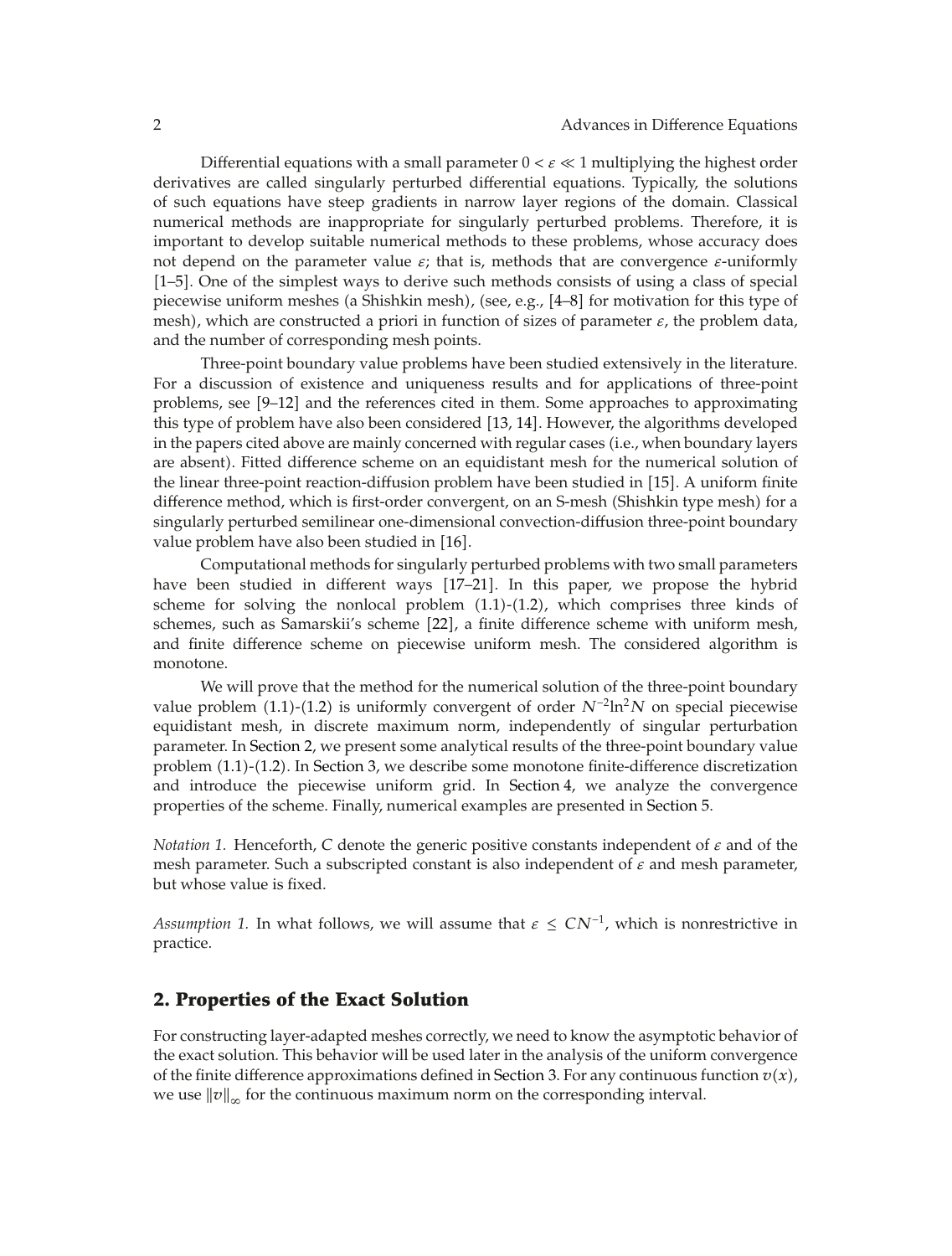Differential equations with a small parameter $0 < \varepsilon \ll 1$ multiplying the highest order derivatives are called singularly perturbed differential equations. Typically, the solutions of such equations have steep gradients in narrow layer regions of the domain. Classical numerical methods are inappropriate for singularly perturbed problems. Therefore, it is important to develop suitable numerical methods to these problems, whose accuracy does not depend on the parameter value $\varepsilon$; that is, methods that are convergence $\varepsilon$-uniformly [1–5]. One of the simplest ways to derive such methods consists of using a class of special piecewise uniform meshes (a Shishkin mesh), (see, e.g., [4–8] for motivation for this type of mesh), which are constructed a priori in function of sizes of parameter $\varepsilon$, the problem data, and the number of corresponding mesh points.

Three-point boundary value problems have been studied extensively in the literature. For a discussion of existence and uniqueness results and for applications of three-point problems, see [9–12] and the references cited in them. Some approaches to approximating this type of problem have also been considered [13, 14]. However, the algorithms developed in the papers cited above are mainly concerned with regular cases (i.e., when boundary layers are absent). Fitted difference scheme on an equidistant mesh for the numerical solution of the linear three-point reaction-diffusion problem have been studied in [15]. A uniform finite difference method, which is first-order convergent, on an S-mesh (Shishkin type mesh) for a singularly perturbed semilinear one-dimensional convection-diffusion three-point boundary value problem have also been studied in [16].

Computational methods for singularly perturbed problems with two small parameters have been studied in different ways [17–21]. In this paper, we propose the hybrid scheme for solving the nonlocal problem (1.1)-(1.2), which comprises three kinds of schemes, such as Samarskii's scheme [22], a finite difference scheme with uniform mesh, and finite difference scheme on piecewise uniform mesh. The considered algorithm is monotone.

We will prove that the method for the numerical solution of the three-point boundary value problem (1.1)-(1.2) is uniformly convergent of order $N^{-2}\ln^2 N$ on special piecewise equidistant mesh, in discrete maximum norm, independently of singular perturbation parameter. In Section 2, we present some analytical results of the three-point boundary value problem (1.1)-(1.2). In Section 3, we describe some monotone finite-difference discretization and introduce the piecewise uniform grid. In Section 4, we analyze the convergence properties of the scheme. Finally, numerical examples are presented in Section 5.

*Notation 1.* Henceforth, $C$ denote the generic positive constants independent of $\varepsilon$ and of the mesh parameter. Such a subscripted constant is also independent of $\varepsilon$ and mesh parameter, but whose value is fixed.

*Assumption 1.* In what follows, we will assume that $\varepsilon \leq CN^{-1}$, which is nonrestrictive in practice.

## 2. Properties of the Exact Solution

For constructing layer-adapted meshes correctly, we need to know the asymptotic behavior of the exact solution. This behavior will be used later in the analysis of the uniform convergence of the finite difference approximations defined in Section 3. For any continuous function $v(x)$, we use $\|v\|_\infty$ for the continuous maximum norm on the corresponding interval.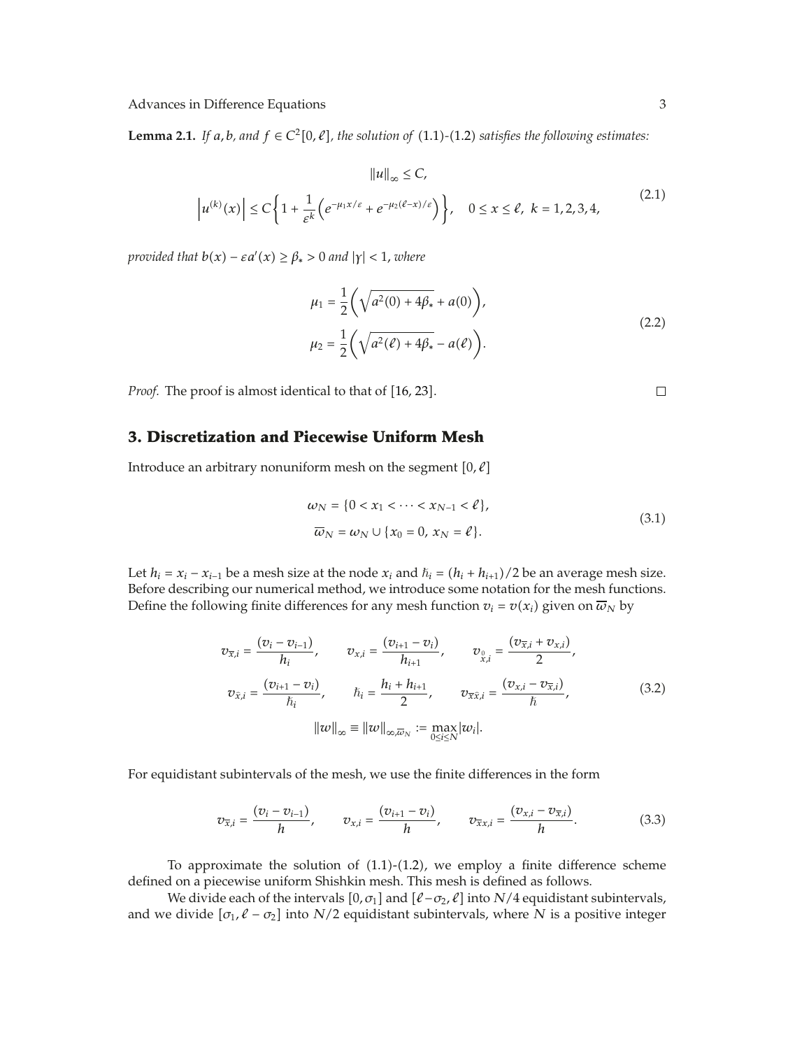**Lemma 2.1.** *If $a, b$, and $f \in C^2[0, \ell]$, the solution of* (1.1)-(1.2) *satisfies the following estimates:*

$$
\begin{gathered}
\|u\|_\infty \leq C, \\
\left|u^{(k)}(x)\right| \leq C\left\{1+\frac{1}{\varepsilon^k}\left(e^{-\mu_1 x/\varepsilon}+e^{-\mu_2(\ell-x)/\varepsilon}\right)\right\}, \quad 0 \leq x \leq \ell,\ k=1,2,3,4,
\end{gathered}
\tag{2.1}
$$

*provided that $b(x) - \varepsilon a'(x) \geq \beta_* > 0$ and $|\gamma| < 1$, where*

$$
\begin{aligned}
\mu_1 &= \frac{1}{2}\left(\sqrt{a^2(0)+4\beta_*}+a(0)\right), \\
\mu_2 &= \frac{1}{2}\left(\sqrt{a^2(\ell)+4\beta_*}-a(\ell)\right).
\end{aligned}
\tag{2.2}
$$

*Proof.* The proof is almost identical to that of [16, 23]. □

## 3. Discretization and Piecewise Uniform Mesh

Introduce an arbitrary nonuniform mesh on the segment $[0, \ell]$

$$
\begin{aligned}
\omega_N &= \{0 < x_1 < \cdots < x_{N-1} < \ell\}, \\
\overline{\omega}_N &= \omega_N \cup \{x_0 = 0,\ x_N = \ell\}.
\end{aligned}
\tag{3.1}
$$

Let $h_i = x_i - x_{i-1}$ be a mesh size at the node $x_i$ and $\hbar_i = (h_i + h_{i+1})/2$ be an average mesh size. Before describing our numerical method, we introduce some notation for the mesh functions. Define the following finite differences for any mesh function $v_i = v(x_i)$ given on $\overline{\omega}_N$ by

$$
\begin{gathered}
v_{\bar{x},i} = \frac{(v_i - v_{i-1})}{h_i}, \qquad v_{x,i} = \frac{(v_{i+1} - v_i)}{h_{i+1}}, \qquad v_{\overset{0}{x},i} = \frac{(v_{\bar{x},i} + v_{x,i})}{2}, \\
v_{\hat{x},i} = \frac{(v_{i+1} - v_i)}{\hbar_i}, \qquad \hbar_i = \frac{h_i + h_{i+1}}{2}, \qquad v_{\bar{x}\hat{x},i} = \frac{(v_{x,i} - v_{\bar{x},i})}{\hbar}, \\
\|w\|_\infty \equiv \|w\|_{\infty,\overline{\omega}_N} := \max_{0 \leq i \leq N} |w_i|.
\end{gathered}
\tag{3.2}
$$

For equidistant subintervals of the mesh, we use the finite differences in the form

$$
v_{\bar{x},i} = \frac{(v_i - v_{i-1})}{h}, \qquad v_{x,i} = \frac{(v_{i+1} - v_i)}{h}, \qquad v_{\bar{x}x,i} = \frac{(v_{x,i} - v_{\bar{x},i})}{h}.
\tag{3.3}
$$

To approximate the solution of (1.1)-(1.2), we employ a finite difference scheme defined on a piecewise uniform Shishkin mesh. This mesh is defined as follows.

We divide each of the intervals $[0, \sigma_1]$ and $[\ell - \sigma_2, \ell]$ into $N/4$ equidistant subintervals, and we divide $[\sigma_1, \ell - \sigma_2]$ into $N/2$ equidistant subintervals, where $N$ is a positive integer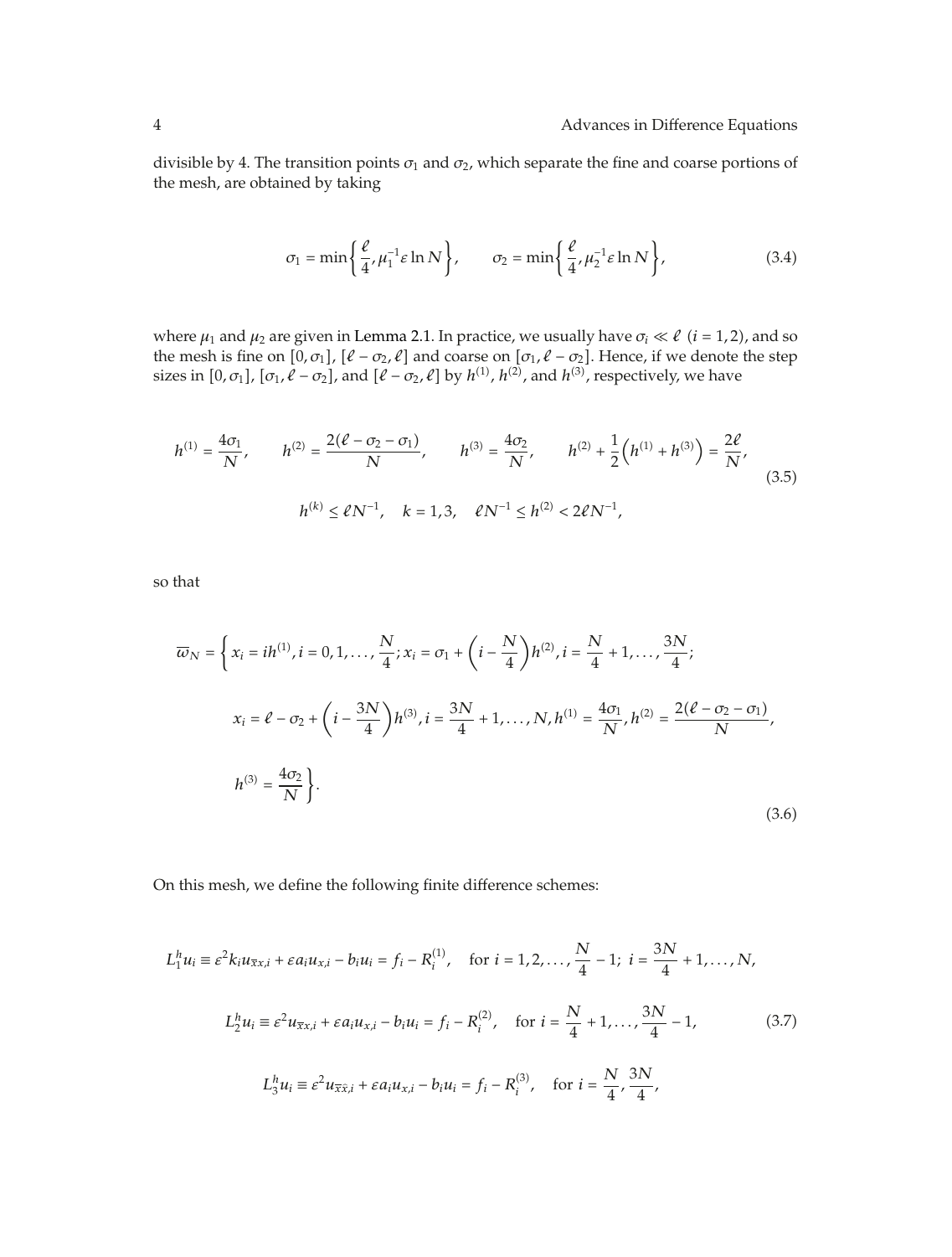divisible by 4. The transition points $\sigma_1$ and $\sigma_2$, which separate the fine and coarse portions of the mesh, are obtained by taking

$$\sigma_1 = \min\left\{\frac{\ell}{4}, \mu_1^{-1}\varepsilon \ln N\right\}, \qquad \sigma_2 = \min\left\{\frac{\ell}{4}, \mu_2^{-1}\varepsilon \ln N\right\}, \tag{3.4}$$

where $\mu_1$ and $\mu_2$ are given in Lemma 2.1. In practice, we usually have $\sigma_i \ll \ell$ $(i = 1, 2)$, and so the mesh is fine on $[0, \sigma_1]$, $[\ell - \sigma_2, \ell]$ and coarse on $[\sigma_1, \ell - \sigma_2]$. Hence, if we denote the step sizes in $[0, \sigma_1]$, $[\sigma_1, \ell - \sigma_2]$, and $[\ell - \sigma_2, \ell]$ by $h^{(1)}$, $h^{(2)}$, and $h^{(3)}$, respectively, we have

$$\begin{gathered}
h^{(1)} = \frac{4\sigma_1}{N}, \qquad h^{(2)} = \frac{2(\ell - \sigma_2 - \sigma_1)}{N}, \qquad h^{(3)} = \frac{4\sigma_2}{N}, \qquad h^{(2)} + \frac{1}{2}\left(h^{(1)} + h^{(3)}\right) = \frac{2\ell}{N}, \\
h^{(k)} \leq \ell N^{-1}, \quad k = 1, 3, \quad \ell N^{-1} \leq h^{(2)} < 2\ell N^{-1},
\end{gathered} \tag{3.5}$$

so that

$$\begin{aligned}
\overline{\omega}_N = \bigg\{ & x_i = ih^{(1)}, i = 0, 1, \ldots, \frac{N}{4}; x_i = \sigma_1 + \left(i - \frac{N}{4}\right)h^{(2)}, i = \frac{N}{4} + 1, \ldots, \frac{3N}{4}; \\
& x_i = \ell - \sigma_2 + \left(i - \frac{3N}{4}\right)h^{(3)}, i = \frac{3N}{4} + 1, \ldots, N, h^{(1)} = \frac{4\sigma_1}{N}, h^{(2)} = \frac{2(\ell - \sigma_2 - \sigma_1)}{N}, \\
& h^{(3)} = \frac{4\sigma_2}{N} \bigg\}.
\end{aligned} \tag{3.6}$$

On this mesh, we define the following finite difference schemes:

$$\begin{gathered}
L_1^h u_i \equiv \varepsilon^2 k_i u_{\bar{x}x,i} + \varepsilon a_i u_{x,i} - b_i u_i = f_i - R_i^{(1)}, \quad \text{for } i = 1, 2, \ldots, \frac{N}{4} - 1;\ i = \frac{3N}{4} + 1, \ldots, N, \\
L_2^h u_i \equiv \varepsilon^2 u_{\bar{x}x,i} + \varepsilon a_i u_{x,i} - b_i u_i = f_i - R_i^{(2)}, \quad \text{for } i = \frac{N}{4} + 1, \ldots, \frac{3N}{4} - 1, \\
L_3^h u_i \equiv \varepsilon^2 u_{\bar{x}\hat{x},i} + \varepsilon a_i u_{x,i} - b_i u_i = f_i - R_i^{(3)}, \quad \text{for } i = \frac{N}{4}, \frac{3N}{4},
\end{gathered} \tag{3.7}$$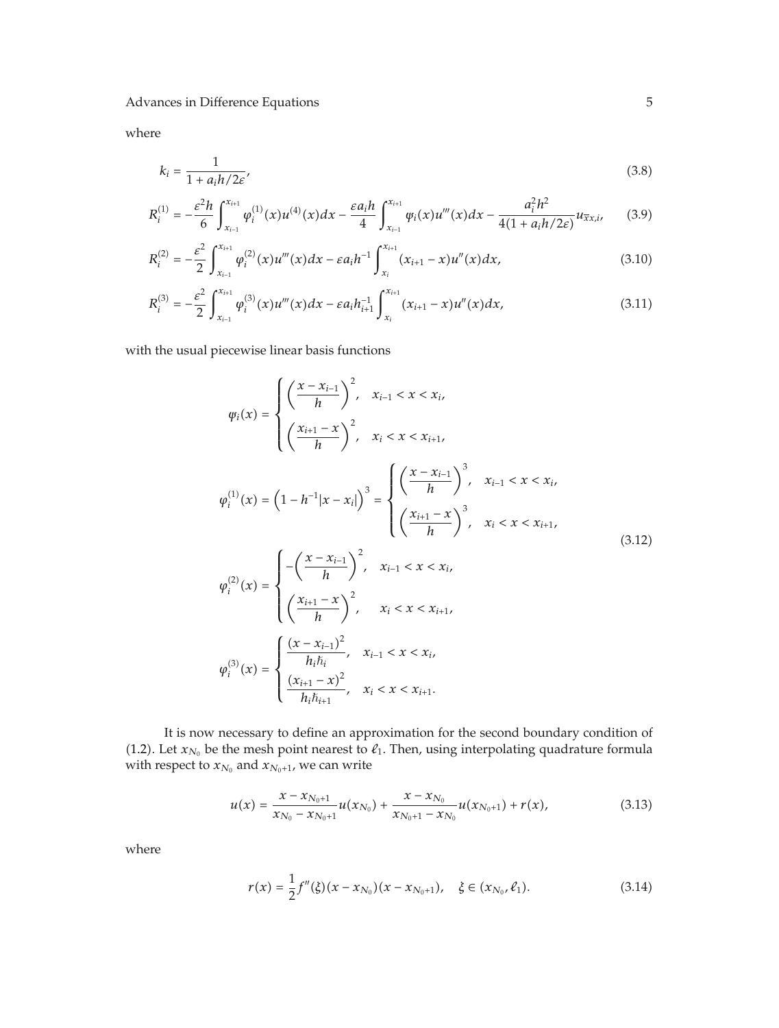where

$$k_i = \frac{1}{1 + a_i h/2\varepsilon}, \tag{3.8}$$

$$R_i^{(1)} = -\frac{\varepsilon^2 h}{6} \int_{x_{i-1}}^{x_{i+1}} \varphi_i^{(1)}(x) u^{(4)}(x) dx - \frac{\varepsilon a_i h}{4} \int_{x_{i-1}}^{x_{i+1}} \psi_i(x) u'''(x) dx - \frac{a_i^2 h^2}{4(1 + a_i h/2\varepsilon)} u_{\bar{x}x,i}, \tag{3.9}$$

$$R_i^{(2)} = -\frac{\varepsilon^2}{2} \int_{x_{i-1}}^{x_{i+1}} \varphi_i^{(2)}(x) u'''(x) dx - \varepsilon a_i h^{-1} \int_{x_i}^{x_{i+1}} (x_{i+1} - x) u''(x) dx, \tag{3.10}$$

$$R_i^{(3)} = -\frac{\varepsilon^2}{2} \int_{x_{i-1}}^{x_{i+1}} \varphi_i^{(3)}(x) u'''(x) dx - \varepsilon a_i h_{i+1}^{-1} \int_{x_i}^{x_{i+1}} (x_{i+1} - x) u''(x) dx, \tag{3.11}$$

with the usual piecewise linear basis functions

$$\psi_i(x) = \begin{cases} \left(\dfrac{x - x_{i-1}}{h}\right)^2, & x_{i-1} < x < x_i, \\[2mm] \left(\dfrac{x_{i+1} - x}{h}\right)^2, & x_i < x < x_{i+1}, \end{cases}$$

$$\varphi_i^{(1)}(x) = \left(1 - h^{-1}|x - x_i|\right)^3 = \begin{cases} \left(\dfrac{x - x_{i-1}}{h}\right)^3, & x_{i-1} < x < x_i, \\[2mm] \left(\dfrac{x_{i+1} - x}{h}\right)^3, & x_i < x < x_{i+1}, \end{cases}$$

$$\varphi_i^{(2)}(x) = \begin{cases} -\left(\dfrac{x - x_{i-1}}{h}\right)^2, & x_{i-1} < x < x_i, \\[2mm] \left(\dfrac{x_{i+1} - x}{h}\right)^2, & x_i < x < x_{i+1}, \end{cases} \tag{3.12}$$

$$\varphi_i^{(3)}(x) = \begin{cases} \dfrac{(x - x_{i-1})^2}{h_i \hbar_i}, & x_{i-1} < x < x_i, \\[2mm] \dfrac{(x_{i+1} - x)^2}{h_i \hbar_{i+1}}, & x_i < x < x_{i+1}. \end{cases}$$

It is now necessary to define an approximation for the second boundary condition of (1.2). Let $x_{N_0}$ be the mesh point nearest to $\ell_1$. Then, using interpolating quadrature formula with respect to $x_{N_0}$ and $x_{N_0+1}$, we can write

$$u(x) = \frac{x - x_{N_0+1}}{x_{N_0} - x_{N_0+1}} u(x_{N_0}) + \frac{x - x_{N_0}}{x_{N_0+1} - x_{N_0}} u(x_{N_0+1}) + r(x), \tag{3.13}$$

where

$$r(x) = \frac{1}{2} f''(\xi)(x - x_{N_0})(x - x_{N_0+1}), \quad \xi \in (x_{N_0}, \ell_1). \tag{3.14}$$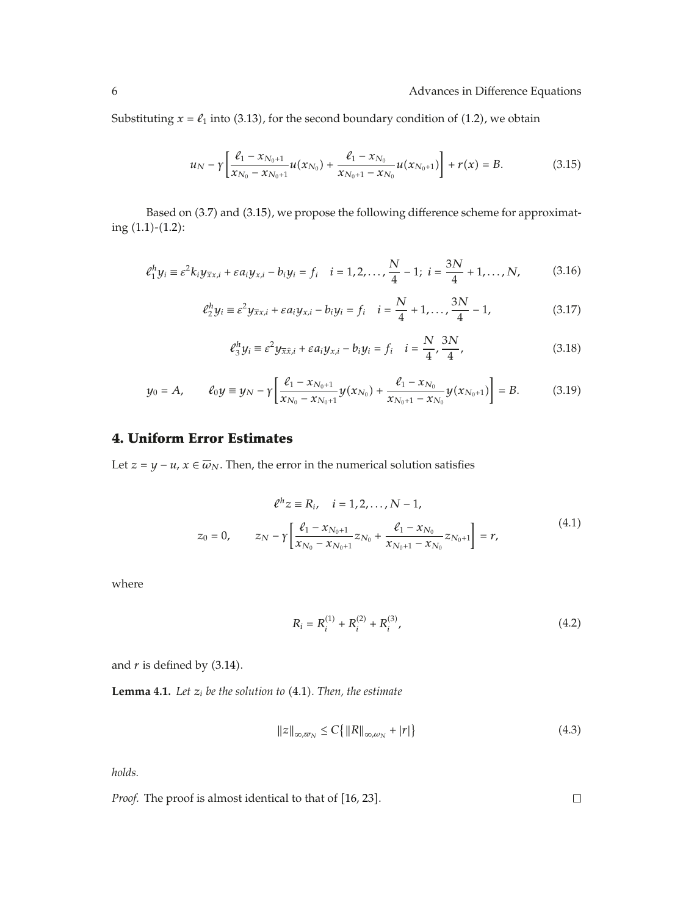Substituting $x = \ell_1$ into (3.13), for the second boundary condition of (1.2), we obtain

$$u_N - \gamma\left[\frac{\ell_1 - x_{N_0+1}}{x_{N_0} - x_{N_0+1}} u(x_{N_0}) + \frac{\ell_1 - x_{N_0}}{x_{N_0+1} - x_{N_0}} u(x_{N_0+1})\right] + r(x) = B. \tag{3.15}$$

Based on (3.7) and (3.15), we propose the following difference scheme for approximating (1.1)-(1.2):

$$\ell_1^h y_i \equiv \varepsilon^2 k_i y_{\bar{x}x,i} + \varepsilon a_i y_{x,i} - b_i y_i = f_i \quad i = 1, 2, \ldots, \frac{N}{4} - 1;\; i = \frac{3N}{4} + 1, \ldots, N, \tag{3.16}$$

$$\ell_2^h y_i \equiv \varepsilon^2 y_{\bar{x}x,i} + \varepsilon a_i y_{x,i} - b_i y_i = f_i \quad i = \frac{N}{4} + 1, \ldots, \frac{3N}{4} - 1, \tag{3.17}$$

$$\ell_3^h y_i \equiv \varepsilon^2 y_{\bar{x}\hat{x},i} + \varepsilon a_i y_{x,i} - b_i y_i = f_i \quad i = \frac{N}{4}, \frac{3N}{4}, \tag{3.18}$$

$$y_0 = A, \qquad \ell_0 y \equiv y_N - \gamma\left[\frac{\ell_1 - x_{N_0+1}}{x_{N_0} - x_{N_0+1}} y(x_{N_0}) + \frac{\ell_1 - x_{N_0}}{x_{N_0+1} - x_{N_0}} y(x_{N_0+1})\right] = B. \tag{3.19}$$

## 4. Uniform Error Estimates

Let $z = y - u$, $x \in \overline{\omega}_N$. Then, the error in the numerical solution satisfies

$$\begin{gathered} \ell^h z \equiv R_i, \quad i = 1, 2, \ldots, N-1, \\ z_0 = 0, \qquad z_N - \gamma\left[\frac{\ell_1 - x_{N_0+1}}{x_{N_0} - x_{N_0+1}} z_{N_0} + \frac{\ell_1 - x_{N_0}}{x_{N_0+1} - x_{N_0}} z_{N_0+1}\right] = r, \end{gathered} \tag{4.1}$$

where

$$R_i = R_i^{(1)} + R_i^{(2)} + R_i^{(3)}, \tag{4.2}$$

and $r$ is defined by (3.14).

**Lemma 4.1.** *Let $z_i$ be the solution to* (4.1)*. Then, the estimate*

$$\|z\|_{\infty,\overline{\omega}_N} \le C\{\|R\|_{\infty,\omega_N} + |r|\} \tag{4.3}$$

*holds.*

*Proof.* The proof is almost identical to that of [16, 23]. □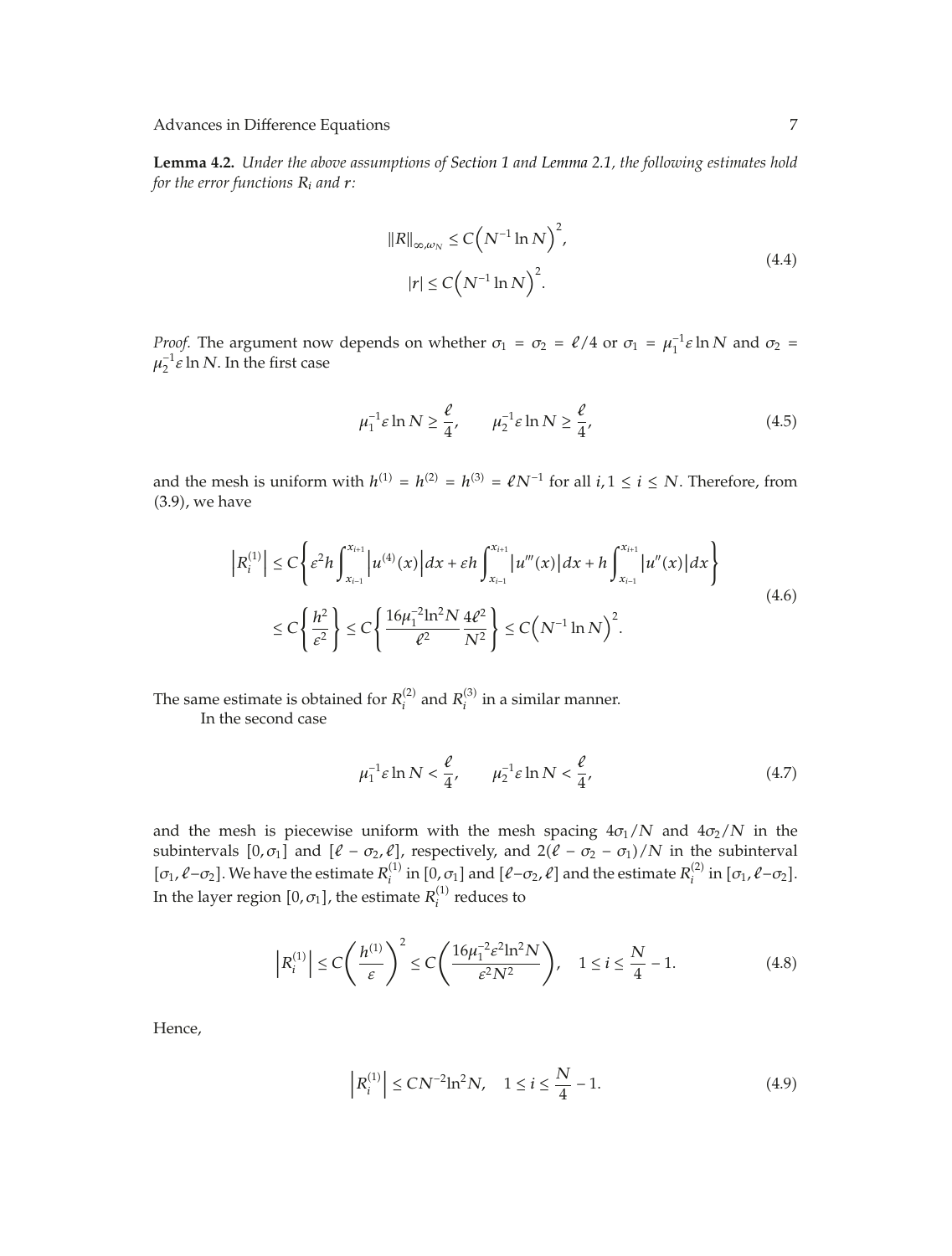**Lemma 4.2.** *Under the above assumptions of Section 1 and Lemma 2.1, the following estimates hold for the error functions $R_i$ and $r$:*

$$\|R\|_{\infty,\omega_N} \leq C\left(N^{-1}\ln N\right)^2,$$
$$|r| \leq C\left(N^{-1}\ln N\right)^2. \tag{4.4}$$

*Proof.* The argument now depends on whether $\sigma_1 = \sigma_2 = \ell/4$ or $\sigma_1 = \mu_1^{-1}\varepsilon \ln N$ and $\sigma_2 = \mu_2^{-1}\varepsilon \ln N$. In the first case

$$\mu_1^{-1}\varepsilon \ln N \geq \frac{\ell}{4}, \qquad \mu_2^{-1}\varepsilon \ln N \geq \frac{\ell}{4}, \tag{4.5}$$

and the mesh is uniform with $h^{(1)} = h^{(2)} = h^{(3)} = \ell N^{-1}$ for all $i, 1 \leq i \leq N$. Therefore, from (3.9), we have

$$\begin{aligned}
\left|R_i^{(1)}\right| &\leq C\left\{\varepsilon^2 h \int_{x_{i-1}}^{x_{i+1}} \left|u^{(4)}(x)\right| dx + \varepsilon h \int_{x_{i-1}}^{x_{i+1}} \left|u'''(x)\right| dx + h \int_{x_{i-1}}^{x_{i+1}} \left|u''(x)\right| dx\right\} \\
&\leq C\left\{\frac{h^2}{\varepsilon^2}\right\} \leq C\left\{\frac{16\mu_1^{-2}\ln^2 N}{\ell^2}\frac{4\ell^2}{N^2}\right\} \leq C\left(N^{-1}\ln N\right)^2.
\end{aligned} \tag{4.6}$$

The same estimate is obtained for $R_i^{(2)}$ and $R_i^{(3)}$ in a similar manner.

In the second case

$$\mu_1^{-1}\varepsilon \ln N < \frac{\ell}{4}, \qquad \mu_2^{-1}\varepsilon \ln N < \frac{\ell}{4}, \tag{4.7}$$

and the mesh is piecewise uniform with the mesh spacing $4\sigma_1/N$ and $4\sigma_2/N$ in the subintervals $[0, \sigma_1]$ and $[\ell - \sigma_2, \ell]$, respectively, and $2(\ell - \sigma_2 - \sigma_1)/N$ in the subinterval $[\sigma_1, \ell - \sigma_2]$. We have the estimate $R_i^{(1)}$ in $[0, \sigma_1]$ and $[\ell - \sigma_2, \ell]$ and the estimate $R_i^{(2)}$ in $[\sigma_1, \ell - \sigma_2]$. In the layer region $[0, \sigma_1]$, the estimate $R_i^{(1)}$ reduces to

$$\left|R_i^{(1)}\right| \leq C\left(\frac{h^{(1)}}{\varepsilon}\right)^2 \leq C\left(\frac{16\mu_1^{-2}\varepsilon^2\ln^2 N}{\varepsilon^2 N^2}\right), \quad 1 \leq i \leq \frac{N}{4} - 1. \tag{4.8}$$

Hence,

$$\left|R_i^{(1)}\right| \leq C N^{-2}\ln^2 N, \quad 1 \leq i \leq \frac{N}{4} - 1. \tag{4.9}$$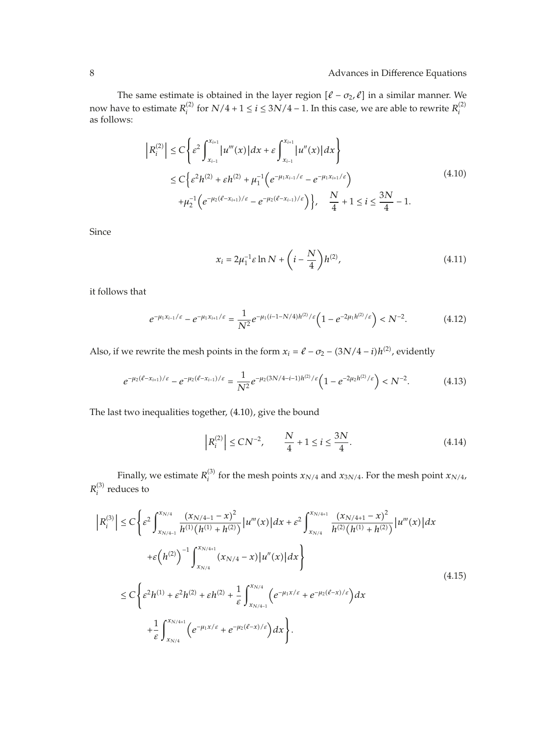The same estimate is obtained in the layer region $[\ell - \sigma_2, \ell]$ in a similar manner. We now have to estimate $R_i^{(2)}$ for $N/4 + 1 \le i \le 3N/4 - 1$. In this case, we are able to rewrite $R_i^{(2)}$ as follows:

$$
\begin{aligned}
\left|R_i^{(2)}\right| &\le C\left\{\varepsilon^2 \int_{x_{i-1}}^{x_{i+1}} \left|u'''(x)\right| dx + \varepsilon \int_{x_{i-1}}^{x_{i+1}} \left|u''(x)\right| dx\right\} \\
&\le C\Big\{\varepsilon^2 h^{(2)} + \varepsilon h^{(2)} + \mu_1^{-1}\left(e^{-\mu_1 x_{i-1}/\varepsilon} - e^{-\mu_1 x_{i+1}/\varepsilon}\right) \\
&\quad + \mu_2^{-1}\left(e^{-\mu_2(\ell - x_{i+1})/\varepsilon} - e^{-\mu_2(\ell - x_{i-1})/\varepsilon}\right)\Big\}, \quad \frac{N}{4} + 1 \le i \le \frac{3N}{4} - 1.
\end{aligned}
\tag{4.10}
$$

Since

$$
x_i = 2\mu_1^{-1}\varepsilon \ln N + \left(i - \frac{N}{4}\right) h^{(2)}, \tag{4.11}
$$

it follows that

$$
e^{-\mu_1 x_{i-1}/\varepsilon} - e^{-\mu_1 x_{i+1}/\varepsilon} = \frac{1}{N^2} e^{-\mu_1 (i-1-N/4) h^{(2)}/\varepsilon}\left(1 - e^{-2\mu_1 h^{(2)}/\varepsilon}\right) < N^{-2}. \tag{4.12}
$$

Also, if we rewrite the mesh points in the form $x_i = \ell - \sigma_2 - (3N/4 - i)h^{(2)}$, evidently

$$
e^{-\mu_2(\ell - x_{i+1})/\varepsilon} - e^{-\mu_2(\ell - x_{i-1})/\varepsilon} = \frac{1}{N^2} e^{-\mu_2 (3N/4 - i - 1) h^{(2)}/\varepsilon}\left(1 - e^{-2\mu_2 h^{(2)}/\varepsilon}\right) < N^{-2}. \tag{4.13}
$$

The last two inequalities together, (4.10), give the bound

$$
\left|R_i^{(2)}\right| \le C N^{-2}, \qquad \frac{N}{4} + 1 \le i \le \frac{3N}{4}. \tag{4.14}
$$

Finally, we estimate $R_i^{(3)}$ for the mesh points $x_{N/4}$ and $x_{3N/4}$. For the mesh point $x_{N/4}$, $R_i^{(3)}$ reduces to

$$
\begin{aligned}
\left|R_i^{(3)}\right| &\le C\Bigg\{\varepsilon^2 \int_{x_{N/4-1}}^{x_{N/4}} \frac{(x_{N/4-1} - x)^2}{h^{(1)}\left(h^{(1)} + h^{(2)}\right)} \left|u'''(x)\right| dx + \varepsilon^2 \int_{x_{N/4}}^{x_{N/4+1}} \frac{(x_{N/4+1} - x)^2}{h^{(2)}\left(h^{(1)} + h^{(2)}\right)} \left|u'''(x)\right| dx \\
&\quad + \varepsilon\left(h^{(2)}\right)^{-1} \int_{x_{N/4}}^{x_{N/4+1}} (x_{N/4} - x)\left|u''(x)\right| dx\Bigg\} \\
&\le C\Bigg\{\varepsilon^2 h^{(1)} + \varepsilon^2 h^{(2)} + \varepsilon h^{(2)} + \frac{1}{\varepsilon}\int_{x_{N/4-1}}^{x_{N/4}} \left(e^{-\mu_1 x/\varepsilon} + e^{-\mu_2(\ell - x)/\varepsilon}\right) dx \\
&\quad + \frac{1}{\varepsilon}\int_{x_{N/4}}^{x_{N/4+1}} \left(e^{-\mu_1 x/\varepsilon} + e^{-\mu_2(\ell - x)/\varepsilon}\right) dx\Bigg\}.
\end{aligned}
\tag{4.15}
$$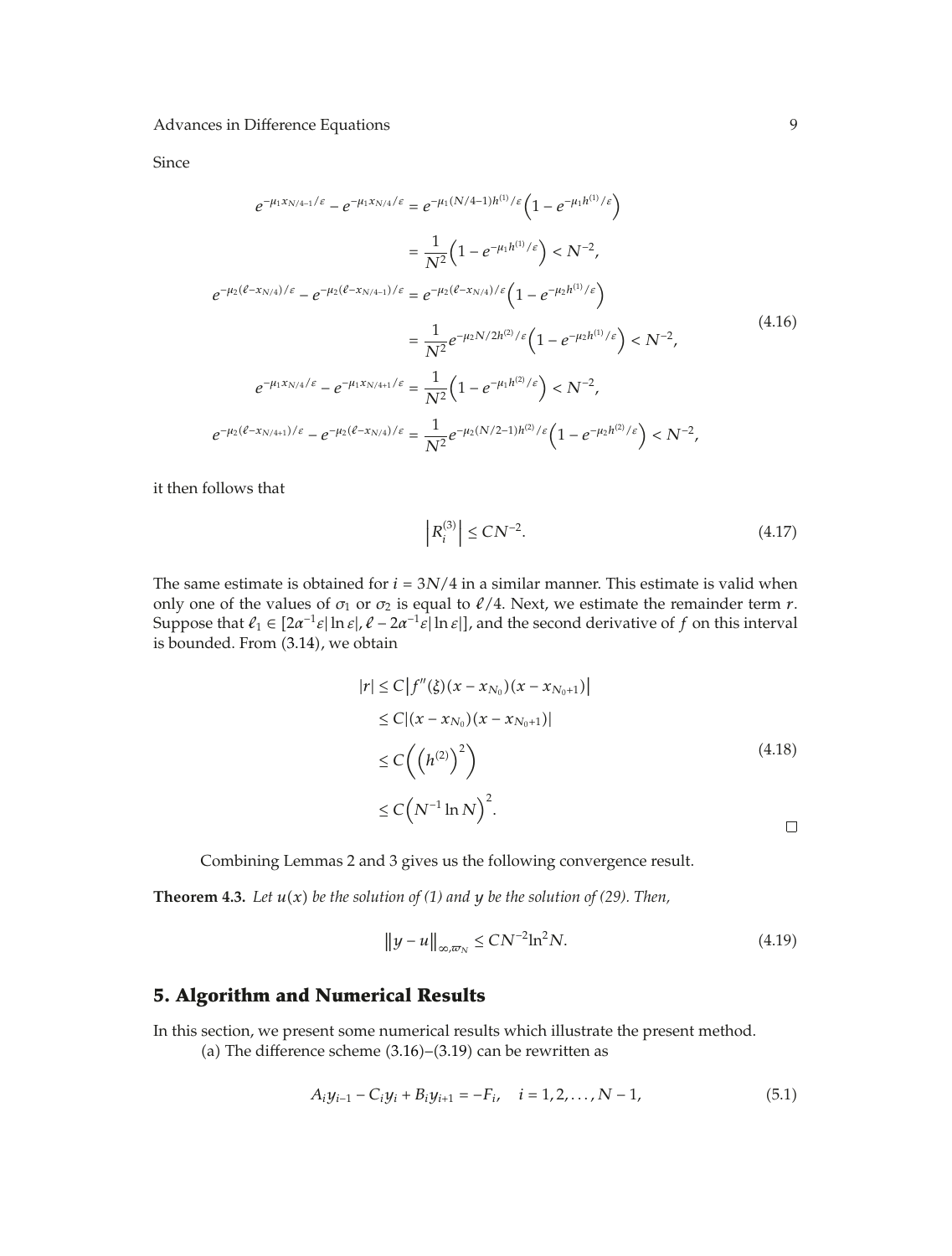Since

$$
\begin{aligned}
e^{-\mu_1 x_{N/4-1}/\varepsilon} - e^{-\mu_1 x_{N/4}/\varepsilon} &= e^{-\mu_1 (N/4-1)h^{(1)}/\varepsilon}\left(1 - e^{-\mu_1 h^{(1)}/\varepsilon}\right) \\
&= \frac{1}{N^2}\left(1 - e^{-\mu_1 h^{(1)}/\varepsilon}\right) < N^{-2}, \\
e^{-\mu_2(\ell - x_{N/4})/\varepsilon} - e^{-\mu_2(\ell - x_{N/4-1})/\varepsilon} &= e^{-\mu_2(\ell - x_{N/4})/\varepsilon}\left(1 - e^{-\mu_2 h^{(1)}/\varepsilon}\right) \\
&= \frac{1}{N^2} e^{-\mu_2 N/2 h^{(2)}/\varepsilon}\left(1 - e^{-\mu_2 h^{(1)}/\varepsilon}\right) < N^{-2}, \\
e^{-\mu_1 x_{N/4}/\varepsilon} - e^{-\mu_1 x_{N/4+1}/\varepsilon} &= \frac{1}{N^2}\left(1 - e^{-\mu_1 h^{(2)}/\varepsilon}\right) < N^{-2}, \\
e^{-\mu_2(\ell - x_{N/4+1})/\varepsilon} - e^{-\mu_2(\ell - x_{N/4})/\varepsilon} &= \frac{1}{N^2} e^{-\mu_2 (N/2-1) h^{(2)}/\varepsilon}\left(1 - e^{-\mu_2 h^{(2)}/\varepsilon}\right) < N^{-2},
\end{aligned}
\tag{4.16}
$$

it then follows that

$$
\left| R_i^{(3)} \right| \leq C N^{-2}. \tag{4.17}
$$

The same estimate is obtained for $i = 3N/4$ in a similar manner. This estimate is valid when only one of the values of $\sigma_1$ or $\sigma_2$ is equal to $\ell/4$. Next, we estimate the remainder term $r$. Suppose that $\ell_1 \in [2\alpha^{-1}\varepsilon|\ln\varepsilon|, \ell - 2\alpha^{-1}\varepsilon|\ln\varepsilon|]$, and the second derivative of $f$ on this interval is bounded. From (3.14), we obtain

$$
\begin{aligned}
|r| &\leq C\left| f''(\xi)(x - x_{N_0})(x - x_{N_0+1}) \right| \\
&\leq C\left|(x - x_{N_0})(x - x_{N_0+1})\right| \\
&\leq C\left(\left(h^{(2)}\right)^2\right) \\
&\leq C\left(N^{-1}\ln N\right)^2.
\end{aligned}
\tag{4.18}
$$

□

Combining Lemmas 2 and 3 gives us the following convergence result.

**Theorem 4.3.** *Let $u(x)$ be the solution of (1) and $y$ be the solution of (29). Then,*

$$
\|y - u\|_{\infty, \overline{\omega}_N} \leq C N^{-2} \ln^2 N. \tag{4.19}
$$

## 5. Algorithm and Numerical Results

In this section, we present some numerical results which illustrate the present method.

(a) The difference scheme (3.16)–(3.19) can be rewritten as

$$
A_i y_{i-1} - C_i y_i + B_i y_{i+1} = -F_i, \quad i = 1, 2, \ldots, N-1, \tag{5.1}
$$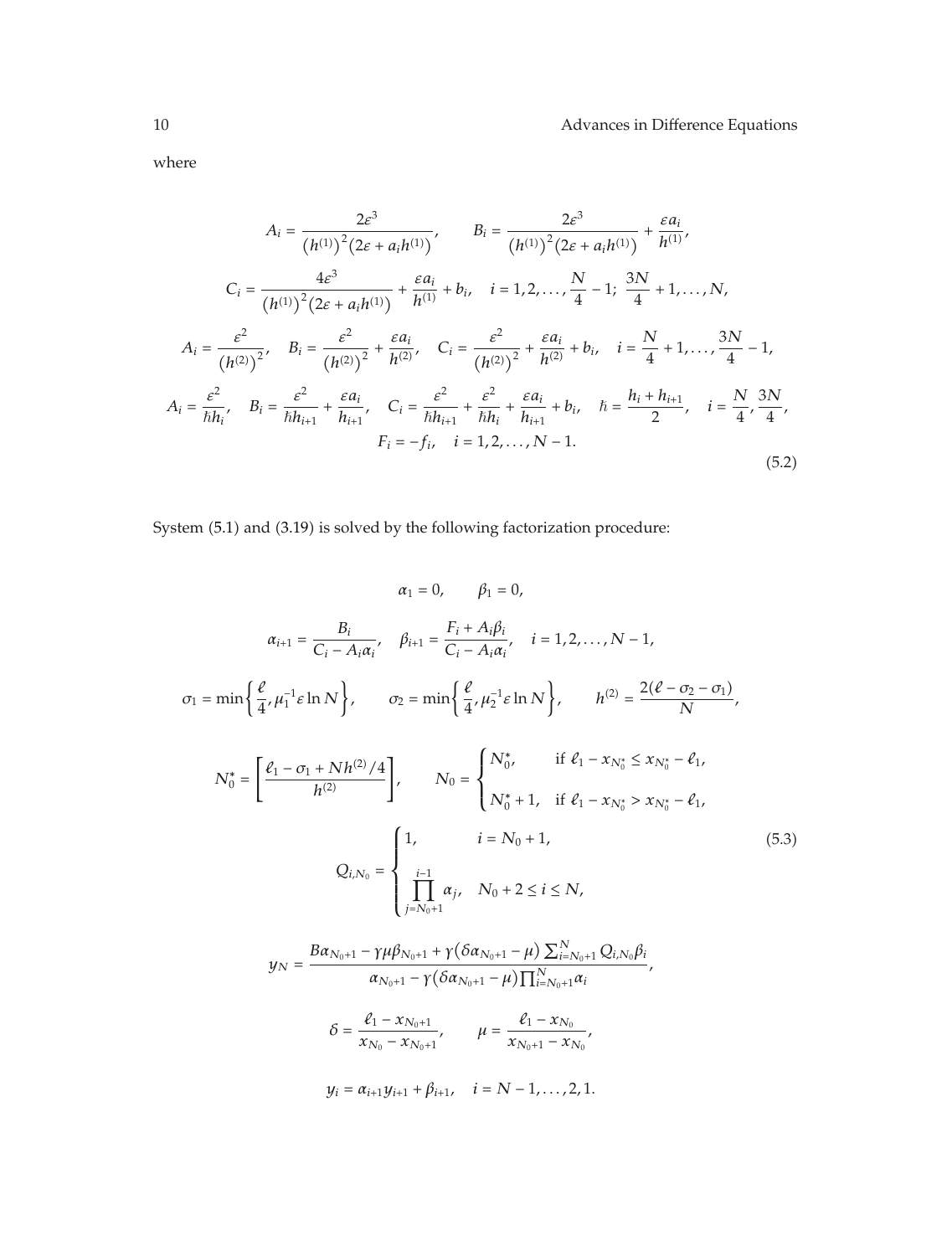where

$$
\begin{gathered}
A_i = \frac{2\varepsilon^3}{\left(h^{(1)}\right)^2\left(2\varepsilon + a_i h^{(1)}\right)}, \qquad B_i = \frac{2\varepsilon^3}{\left(h^{(1)}\right)^2\left(2\varepsilon + a_i h^{(1)}\right)} + \frac{\varepsilon a_i}{h^{(1)}}, \\
C_i = \frac{4\varepsilon^3}{\left(h^{(1)}\right)^2\left(2\varepsilon + a_i h^{(1)}\right)} + \frac{\varepsilon a_i}{h^{(1)}} + b_i, \quad i = 1, 2, \ldots, \frac{N}{4} - 1;\ \frac{3N}{4} + 1, \ldots, N, \\
A_i = \frac{\varepsilon^2}{\left(h^{(2)}\right)^2}, \quad B_i = \frac{\varepsilon^2}{\left(h^{(2)}\right)^2} + \frac{\varepsilon a_i}{h^{(2)}}, \quad C_i = \frac{\varepsilon^2}{\left(h^{(2)}\right)^2} + \frac{\varepsilon a_i}{h^{(2)}} + b_i, \quad i = \frac{N}{4} + 1, \ldots, \frac{3N}{4} - 1, \\
A_i = \frac{\varepsilon^2}{\hbar h_i}, \quad B_i = \frac{\varepsilon^2}{\hbar h_{i+1}} + \frac{\varepsilon a_i}{h_{i+1}}, \quad C_i = \frac{\varepsilon^2}{\hbar h_{i+1}} + \frac{\varepsilon^2}{\hbar h_i} + \frac{\varepsilon a_i}{h_{i+1}} + b_i, \quad \hbar = \frac{h_i + h_{i+1}}{2}, \quad i = \frac{N}{4}, \frac{3N}{4}, \\
F_i = -f_i, \quad i = 1, 2, \ldots, N-1.
\end{gathered}
\tag{5.2}
$$

System (5.1) and (3.19) is solved by the following factorization procedure:

$$
\begin{gathered}
\alpha_1 = 0, \qquad \beta_1 = 0, \\
\alpha_{i+1} = \frac{B_i}{C_i - A_i \alpha_i}, \quad \beta_{i+1} = \frac{F_i + A_i \beta_i}{C_i - A_i \alpha_i}, \quad i = 1, 2, \ldots, N-1, \\
\sigma_1 = \min\left\{\frac{\ell}{4}, \mu_1^{-1}\varepsilon \ln N\right\}, \qquad \sigma_2 = \min\left\{\frac{\ell}{4}, \mu_2^{-1}\varepsilon \ln N\right\}, \qquad h^{(2)} = \frac{2(\ell - \sigma_2 - \sigma_1)}{N}, \\
N_0^* = \left[\frac{\ell_1 - \sigma_1 + N h^{(2)}/4}{h^{(2)}}\right], \qquad N_0 = \begin{cases} N_0^*, & \text{if } \ell_1 - x_{N_0^*} \leq x_{N_0^*} - \ell_1, \\ N_0^* + 1, & \text{if } \ell_1 - x_{N_0^*} > x_{N_0^*} - \ell_1, \end{cases} \\
Q_{i,N_0} = \begin{cases} 1, & i = N_0 + 1, \\ \displaystyle\prod_{j=N_0+1}^{i-1} \alpha_j, & N_0 + 2 \leq i \leq N, \end{cases} \\
y_N = \frac{B\alpha_{N_0+1} - \gamma\mu\beta_{N_0+1} + \gamma\left(\delta\alpha_{N_0+1} - \mu\right)\sum_{i=N_0+1}^{N} Q_{i,N_0}\beta_i}{\alpha_{N_0+1} - \gamma\left(\delta\alpha_{N_0+1} - \mu\right)\prod_{i=N_0+1}^{N}\alpha_i}, \\
\delta = \frac{\ell_1 - x_{N_0+1}}{x_{N_0} - x_{N_0+1}}, \qquad \mu = \frac{\ell_1 - x_{N_0}}{x_{N_0+1} - x_{N_0}}, \\
y_i = \alpha_{i+1} y_{i+1} + \beta_{i+1}, \quad i = N-1, \ldots, 2, 1.
\end{gathered}
\tag{5.3}
$$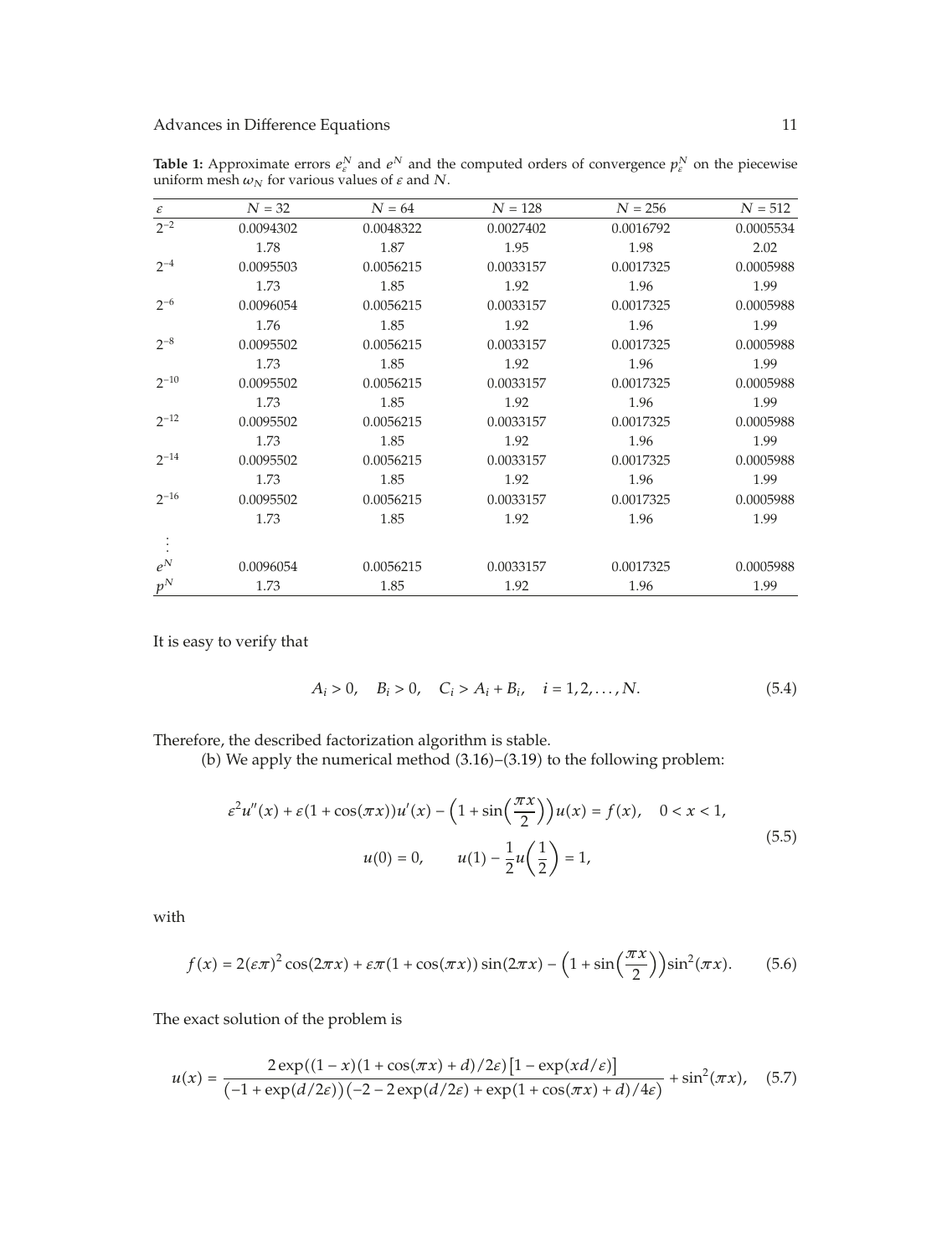**Table 1:** Approximate errors $e_\varepsilon^N$ and $e^N$ and the computed orders of convergence $p_\varepsilon^N$ on the piecewise uniform mesh $\omega_N$ for various values of $\varepsilon$ and $N$.

| $\varepsilon$ | $N = 32$ | $N = 64$ | $N = 128$ | $N = 256$ | $N = 512$ |
|---|---|---|---|---|---|
| $2^{-2}$ | 0.0094302 | 0.0048322 | 0.0027402 | 0.0016792 | 0.0005534 |
| | 1.78 | 1.87 | 1.95 | 1.98 | 2.02 |
| $2^{-4}$ | 0.0095503 | 0.0056215 | 0.0033157 | 0.0017325 | 0.0005988 |
| | 1.73 | 1.85 | 1.92 | 1.96 | 1.99 |
| $2^{-6}$ | 0.0096054 | 0.0056215 | 0.0033157 | 0.0017325 | 0.0005988 |
| | 1.76 | 1.85 | 1.92 | 1.96 | 1.99 |
| $2^{-8}$ | 0.0095502 | 0.0056215 | 0.0033157 | 0.0017325 | 0.0005988 |
| | 1.73 | 1.85 | 1.92 | 1.96 | 1.99 |
| $2^{-10}$ | 0.0095502 | 0.0056215 | 0.0033157 | 0.0017325 | 0.0005988 |
| | 1.73 | 1.85 | 1.92 | 1.96 | 1.99 |
| $2^{-12}$ | 0.0095502 | 0.0056215 | 0.0033157 | 0.0017325 | 0.0005988 |
| | 1.73 | 1.85 | 1.92 | 1.96 | 1.99 |
| $2^{-14}$ | 0.0095502 | 0.0056215 | 0.0033157 | 0.0017325 | 0.0005988 |
| | 1.73 | 1.85 | 1.92 | 1.96 | 1.99 |
| $2^{-16}$ | 0.0095502 | 0.0056215 | 0.0033157 | 0.0017325 | 0.0005988 |
| | 1.73 | 1.85 | 1.92 | 1.96 | 1.99 |
| $\vdots$ | | | | | |
| $e^N$ | 0.0096054 | 0.0056215 | 0.0033157 | 0.0017325 | 0.0005988 |
| $p^N$ | 1.73 | 1.85 | 1.92 | 1.96 | 1.99 |

It is easy to verify that

$$A_i > 0, \quad B_i > 0, \quad C_i > A_i + B_i, \quad i = 1, 2, \ldots, N. \tag{5.4}$$

Therefore, the described factorization algorithm is stable.

(b) We apply the numerical method (3.16)–(3.19) to the following problem:

$$\begin{gathered} \varepsilon^2 u''(x) + \varepsilon(1 + \cos(\pi x))u'(x) - \left(1 + \sin\left(\frac{\pi x}{2}\right)\right)u(x) = f(x), \quad 0 < x < 1, \\ u(0) = 0, \qquad u(1) - \frac{1}{2}u\left(\frac{1}{2}\right) = 1, \end{gathered} \tag{5.5}$$

with

$$f(x) = 2(\varepsilon\pi)^2 \cos(2\pi x) + \varepsilon\pi(1 + \cos(\pi x))\sin(2\pi x) - \left(1 + \sin\left(\frac{\pi x}{2}\right)\right)\sin^2(\pi x). \tag{5.6}$$

The exact solution of the problem is

$$u(x) = \frac{2\exp((1-x)(1+\cos(\pi x)+d)/2\varepsilon)\left[1 - \exp(xd/\varepsilon)\right]}{(-1+\exp(d/2\varepsilon))(-2 - 2\exp(d/2\varepsilon) + \exp(1+\cos(\pi x)+d)/4\varepsilon)} + \sin^2(\pi x), \tag{5.7}$$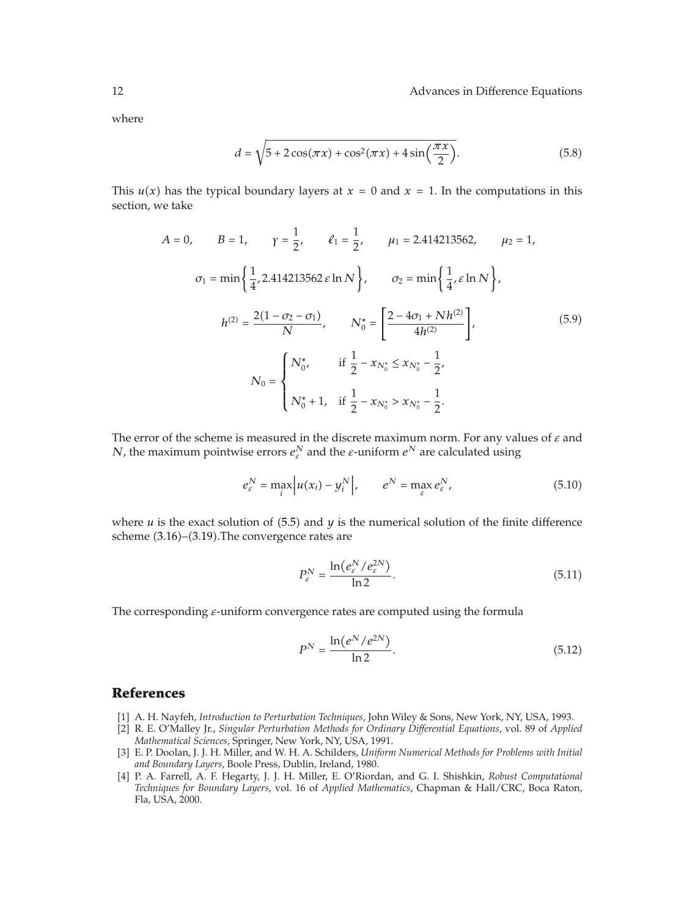where

$$d = \sqrt{5 + 2\cos(\pi x) + \cos^2(\pi x) + 4\sin\left(\frac{\pi x}{2}\right)}. \tag{5.8}$$

This $u(x)$ has the typical boundary layers at $x = 0$ and $x = 1$. In the computations in this section, we take

$$\begin{gathered}
A = 0, \qquad B = 1, \qquad \gamma = \frac{1}{2}, \qquad \ell_1 = \frac{1}{2}, \qquad \mu_1 = 2.414213562, \qquad \mu_2 = 1, \\
\sigma_1 = \min\left\{\frac{1}{4}, 2.414213562\,\varepsilon \ln N\right\}, \qquad \sigma_2 = \min\left\{\frac{1}{4}, \varepsilon \ln N\right\}, \\
h^{(2)} = \frac{2(1 - \sigma_2 - \sigma_1)}{N}, \qquad N_0^* = \left[\frac{2 - 4\sigma_1 + Nh^{(2)}}{4h^{(2)}}\right], \\
N_0 = \begin{cases} N_0^*, & \text{if } \dfrac{1}{2} - x_{N_0^*} \le x_{N_0^*} - \dfrac{1}{2}, \\[2ex] N_0^* + 1, & \text{if } \dfrac{1}{2} - x_{N_0^*} > x_{N_0^*} - \dfrac{1}{2}. \end{cases}
\end{gathered} \tag{5.9}$$

The error of the scheme is measured in the discrete maximum norm. For any values of $\varepsilon$ and $N$, the maximum pointwise errors $e_\varepsilon^N$ and the $\varepsilon$-uniform $e^N$ are calculated using

$$e_\varepsilon^N = \max_i \left| u(x_i) - y_i^N \right|, \qquad e^N = \max_\varepsilon e_\varepsilon^N, \tag{5.10}$$

where $u$ is the exact solution of (5.5) and $y$ is the numerical solution of the finite difference scheme (3.16)–(3.19).The convergence rates are

$$P_\varepsilon^N = \frac{\ln\left(e_\varepsilon^N / e_\varepsilon^{2N}\right)}{\ln 2}. \tag{5.11}$$

The corresponding $\varepsilon$-uniform convergence rates are computed using the formula

$$P^N = \frac{\ln\left(e^N / e^{2N}\right)}{\ln 2}. \tag{5.12}$$

## References

[1] A. H. Nayfeh, *Introduction to Perturbation Techniques*, John Wiley & Sons, New York, NY, USA, 1993.

[2] R. E. O'Malley Jr., *Singular Perturbation Methods for Ordinary Differential Equations*, vol. 89 of *Applied Mathematical Sciences*, Springer, New York, NY, USA, 1991.

[3] E. P. Doolan, J. J. H. Miller, and W. H. A. Schilders, *Uniform Numerical Methods for Problems with Initial and Boundary Layers*, Boole Press, Dublin, Ireland, 1980.

[4] P. A. Farrell, A. F. Hegarty, J. J. H. Miller, E. O'Riordan, and G. I. Shishkin, *Robust Computational Techniques for Boundary Layers*, vol. 16 of *Applied Mathematics*, Chapman & Hall/CRC, Boca Raton, Fla, USA, 2000.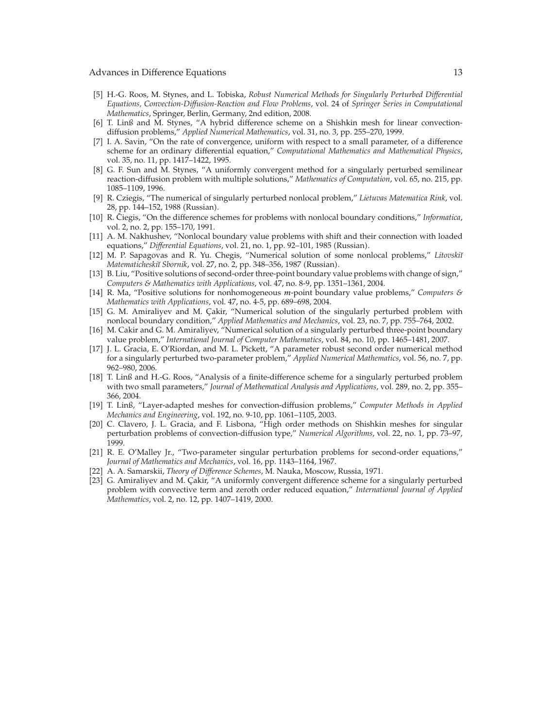[5] H.-G. Roos, M. Stynes, and L. Tobiska, *Robust Numerical Methods for Singularly Perturbed Differential Equations, Convection-Diffusion-Reaction and Flow Problems*, vol. 24 of *Springer Series in Computational Mathematics*, Springer, Berlin, Germany, 2nd edition, 2008.

[6] T. Linß and M. Stynes, "A hybrid difference scheme on a Shishkin mesh for linear convection-diffusion problems," *Applied Numerical Mathematics*, vol. 31, no. 3, pp. 255–270, 1999.

[7] I. A. Savin, "On the rate of convergence, uniform with respect to a small parameter, of a difference scheme for an ordinary differential equation," *Computational Mathematics and Mathematical Physics*, vol. 35, no. 11, pp. 1417–1422, 1995.

[8] G. F. Sun and M. Stynes, "A uniformly convergent method for a singularly perturbed semilinear reaction-diffusion problem with multiple solutions," *Mathematics of Computation*, vol. 65, no. 215, pp. 1085–1109, 1996.

[9] R. Cziegis, "The numerical of singularly perturbed nonlocal problem," *Lietuvas Matematica Rink*, vol. 28, pp. 144–152, 1988 (Russian).

[10] R. Čiegis, "On the difference schemes for problems with nonlocal boundary conditions," *Informatica*, vol. 2, no. 2, pp. 155–170, 1991.

[11] A. M. Nakhushev, "Nonlocal boundary value problems with shift and their connection with loaded equations," *Differential Equations*, vol. 21, no. 1, pp. 92–101, 1985 (Russian).

[12] M. P. Sapagovas and R. Yu. Chegis, "Numerical solution of some nonlocal problems," *Litovskiĭ Matematicheskiĭ Sbornik*, vol. 27, no. 2, pp. 348–356, 1987 (Russian).

[13] B. Liu, "Positive solutions of second-order three-point boundary value problems with change of sign," *Computers & Mathematics with Applications*, vol. 47, no. 8-9, pp. 1351–1361, 2004.

[14] R. Ma, "Positive solutions for nonhomogeneous $m$-point boundary value problems," *Computers & Mathematics with Applications*, vol. 47, no. 4-5, pp. 689–698, 2004.

[15] G. M. Amiraliyev and M. Çakir, "Numerical solution of the singularly perturbed problem with nonlocal boundary condition," *Applied Mathematics and Mechanics*, vol. 23, no. 7, pp. 755–764, 2002.

[16] M. Cakir and G. M. Amiraliyev, "Numerical solution of a singularly perturbed three-point boundary value problem," *International Journal of Computer Mathematics*, vol. 84, no. 10, pp. 1465–1481, 2007.

[17] J. L. Gracia, E. O'Riordan, and M. L. Pickett, "A parameter robust second order numerical method for a singularly perturbed two-parameter problem," *Applied Numerical Mathematics*, vol. 56, no. 7, pp. 962–980, 2006.

[18] T. Linß and H.-G. Roos, "Analysis of a finite-difference scheme for a singularly perturbed problem with two small parameters," *Journal of Mathematical Analysis and Applications*, vol. 289, no. 2, pp. 355–366, 2004.

[19] T. Linß, "Layer-adapted meshes for convection-diffusion problems," *Computer Methods in Applied Mechanics and Engineering*, vol. 192, no. 9-10, pp. 1061–1105, 2003.

[20] C. Clavero, J. L. Gracia, and F. Lisbona, "High order methods on Shishkin meshes for singular perturbation problems of convection-diffusion type," *Numerical Algorithms*, vol. 22, no. 1, pp. 73–97, 1999.

[21] R. E. O'Malley Jr., "Two-parameter singular perturbation problems for second-order equations," *Journal of Mathematics and Mechanics*, vol. 16, pp. 1143–1164, 1967.

[22] A. A. Samarskii, *Theory of Difference Schemes*, M. Nauka, Moscow, Russia, 1971.

[23] G. Amiraliyev and M. Çakir, "A uniformly convergent difference scheme for a singularly perturbed problem with convective term and zeroth order reduced equation," *International Journal of Applied Mathematics*, vol. 2, no. 12, pp. 1407–1419, 2000.